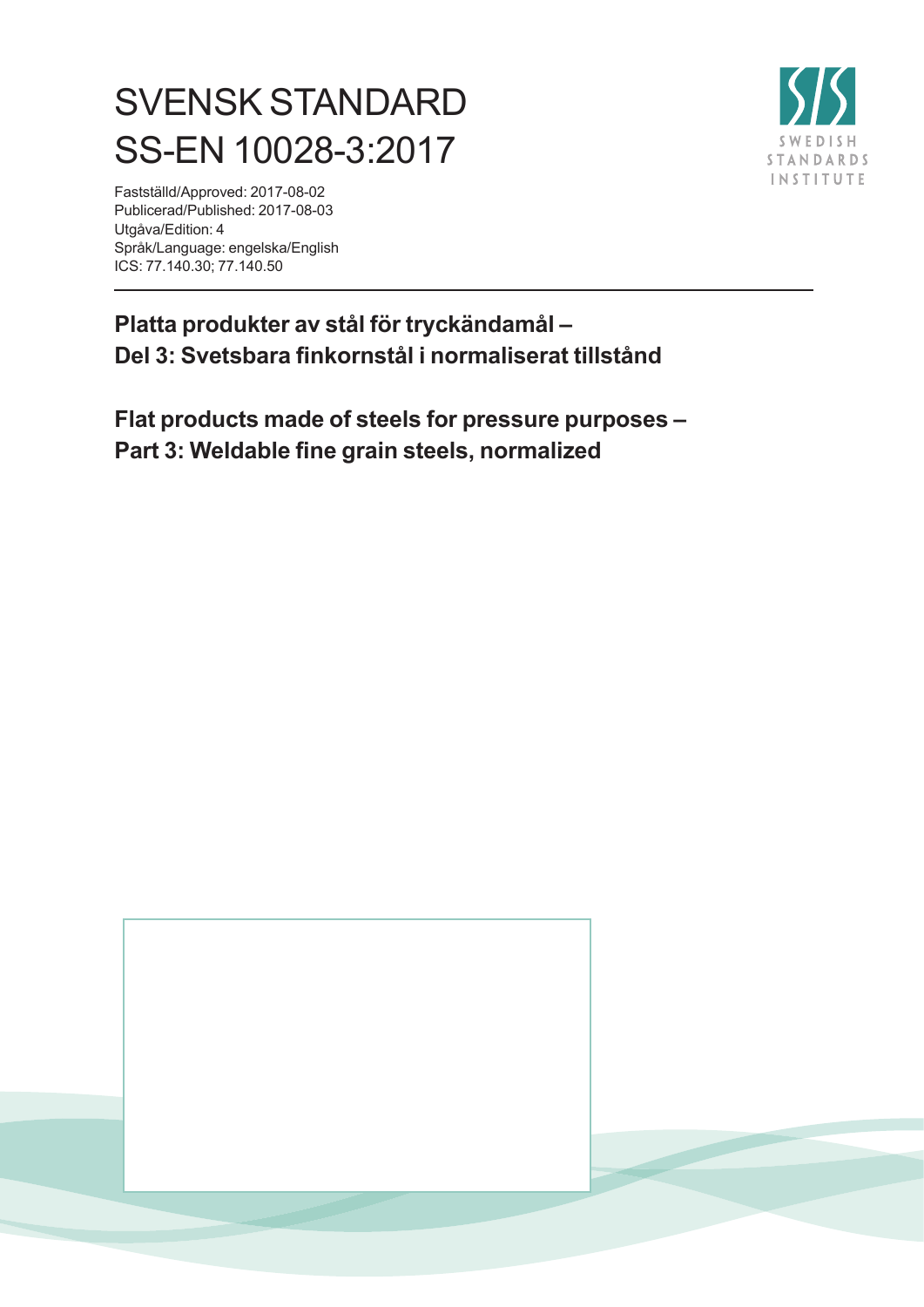# SVENSK STANDARD
# SS-EN 10028-3:2017

SWEDISH STANDARDS INSTITUTE

Fastställd/Approved: 2017-08-02
Publicerad/Published: 2017-08-03
Utgåva/Edition: 4
Språk/Language: engelska/English
ICS: 77.140.30; 77.140.50

---

**Platta produkter av stål för tryckändamål –**
**Del 3: Svetsbara finkornstål i normaliserat tillstånd**

**Flat products made of steels for pressure purposes –**
**Part 3: Weldable fine grain steels, normalized**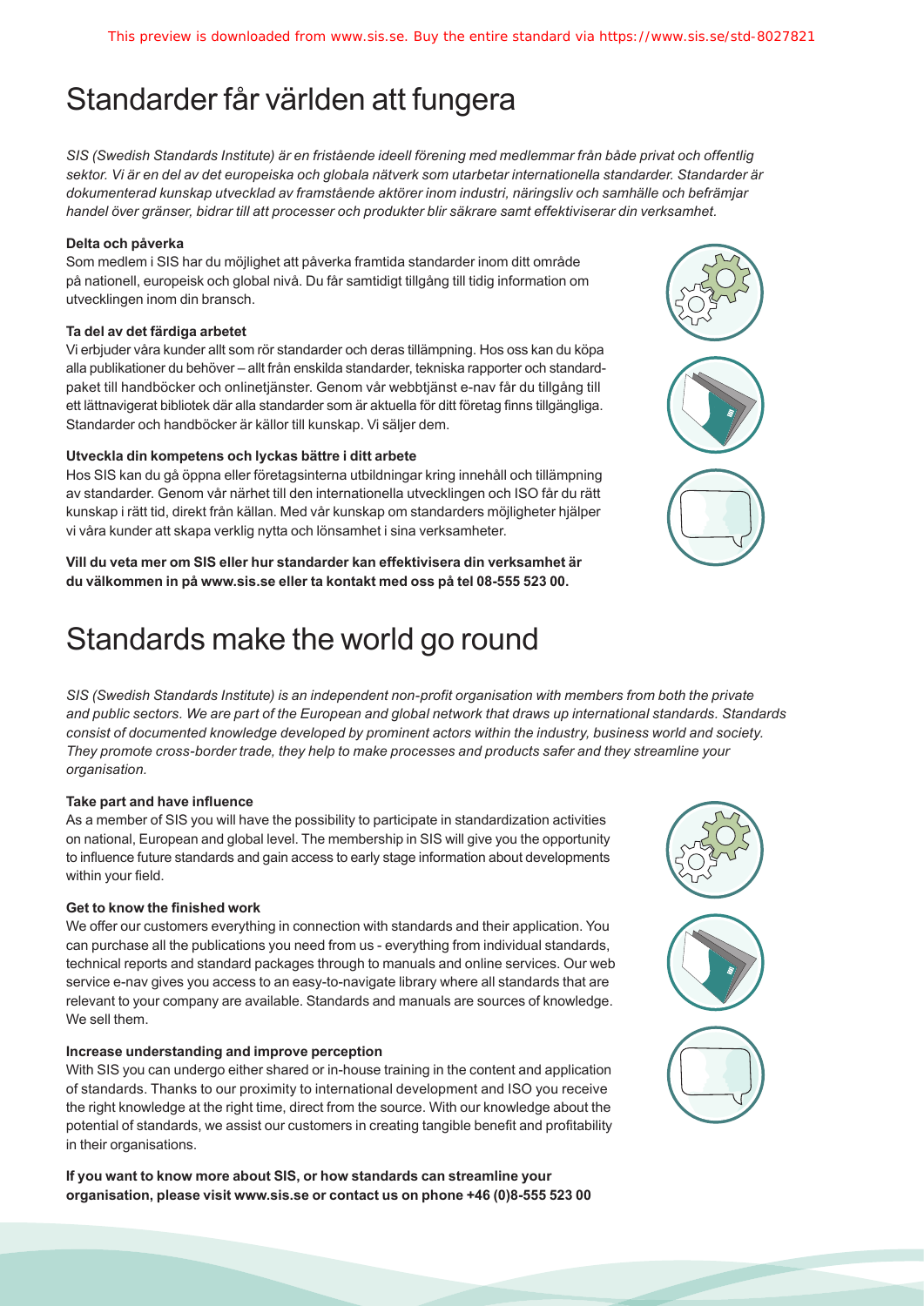# Standarder får världen att fungera

*SIS (Swedish Standards Institute) är en fristående ideell förening med medlemmar från både privat och offentlig sektor. Vi är en del av det europeiska och globala nätverk som utarbetar internationella standarder. Standarder är dokumenterad kunskap utvecklad av framstående aktörer inom industri, näringsliv och samhälle och befrämjar handel över gränser, bidrar till att processer och produkter blir säkrare samt effektiviserar din verksamhet.*

**Delta och påverka**

Som medlem i SIS har du möjlighet att påverka framtida standarder inom ditt område på nationell, europeisk och global nivå. Du får samtidigt tillgång till tidig information om utvecklingen inom din bransch.

**Ta del av det färdiga arbetet**

Vi erbjuder våra kunder allt som rör standarder och deras tillämpning. Hos oss kan du köpa alla publikationer du behöver – allt från enskilda standarder, tekniska rapporter och standardpaket till handböcker och onlinetjänster. Genom vår webbtjänst e-nav får du tillgång till ett lättnavigerat bibliotek där alla standarder som är aktuella för ditt företag finns tillgängliga. Standarder och handböcker är källor till kunskap. Vi säljer dem.

**Utveckla din kompetens och lyckas bättre i ditt arbete**

Hos SIS kan du gå öppna eller företagsinterna utbildningar kring innehåll och tillämpning av standarder. Genom vår närhet till den internationella utvecklingen och ISO får du rätt kunskap i rätt tid, direkt från källan. Med vår kunskap om standarders möjligheter hjälper vi våra kunder att skapa verklig nytta och lönsamhet i sina verksamheter.

**Vill du veta mer om SIS eller hur standarder kan effektivisera din verksamhet är du välkommen in på www.sis.se eller ta kontakt med oss på tel 08-555 523 00.**

# Standards make the world go round

*SIS (Swedish Standards Institute) is an independent non-profit organisation with members from both the private and public sectors. We are part of the European and global network that draws up international standards. Standards consist of documented knowledge developed by prominent actors within the industry, business world and society. They promote cross-border trade, they help to make processes and products safer and they streamline your organisation.*

**Take part and have influence**

As a member of SIS you will have the possibility to participate in standardization activities on national, European and global level. The membership in SIS will give you the opportunity to influence future standards and gain access to early stage information about developments within your field.

**Get to know the finished work**

We offer our customers everything in connection with standards and their application. You can purchase all the publications you need from us - everything from individual standards, technical reports and standard packages through to manuals and online services. Our web service e-nav gives you access to an easy-to-navigate library where all standards that are relevant to your company are available. Standards and manuals are sources of knowledge. We sell them.

**Increase understanding and improve perception**

With SIS you can undergo either shared or in-house training in the content and application of standards. Thanks to our proximity to international development and ISO you receive the right knowledge at the right time, direct from the source. With our knowledge about the potential of standards, we assist our customers in creating tangible benefit and profitability in their organisations.

**If you want to know more about SIS, or how standards can streamline your organisation, please visit www.sis.se or contact us on phone +46 (0)8-555 523 00**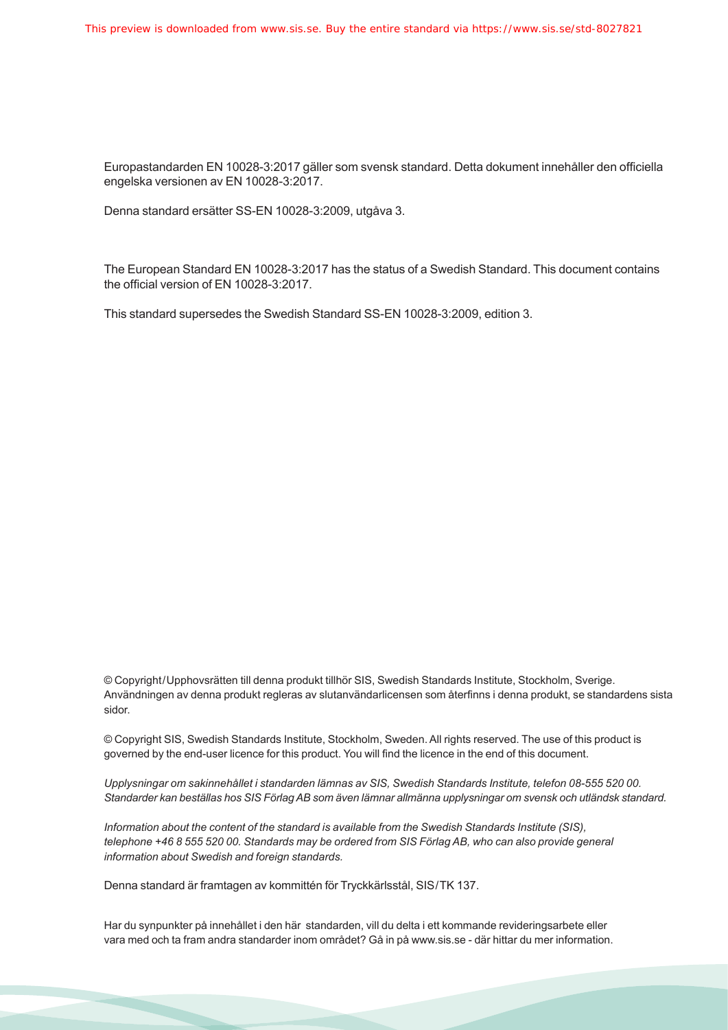Europastandarden EN 10028-3:2017 gäller som svensk standard. Detta dokument innehåller den officiella engelska versionen av EN 10028-3:2017.

Denna standard ersätter SS-EN 10028-3:2009, utgåva 3.

The European Standard EN 10028-3:2017 has the status of a Swedish Standard. This document contains the official version of EN 10028-3:2017.

This standard supersedes the Swedish Standard SS-EN 10028-3:2009, edition 3.

© Copyright/Upphovsrätten till denna produkt tillhör SIS, Swedish Standards Institute, Stockholm, Sverige. Användningen av denna produkt regleras av slutanvändarlicensen som återfinns i denna produkt, se standardens sista sidor.

© Copyright SIS, Swedish Standards Institute, Stockholm, Sweden. All rights reserved. The use of this product is governed by the end-user licence for this product. You will find the licence in the end of this document.

*Upplysningar om sakinnehållet i standarden lämnas av SIS, Swedish Standards Institute, telefon 08-555 520 00. Standarder kan beställas hos SIS Förlag AB som även lämnar allmänna upplysningar om svensk och utländsk standard.*

*Information about the content of the standard is available from the Swedish Standards Institute (SIS), telephone +46 8 555 520 00. Standards may be ordered from SIS Förlag AB, who can also provide general information about Swedish and foreign standards.*

Denna standard är framtagen av kommittén för Tryckkärlsstål, SIS/TK 137.

Har du synpunkter på innehållet i den här standarden, vill du delta i ett kommande revideringsarbete eller vara med och ta fram andra standarder inom området? Gå in på www.sis.se - där hittar du mer information.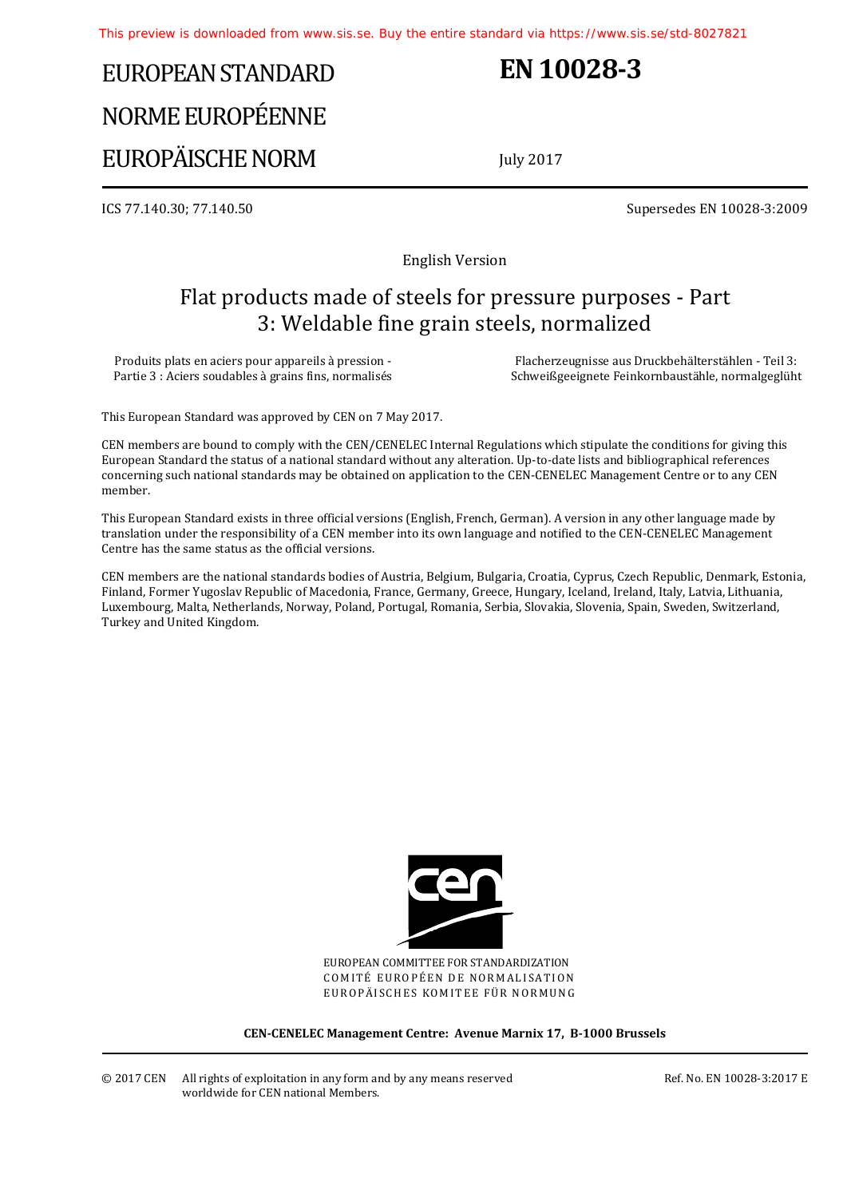This preview is downloaded from www.sis.se. Buy the entire standard via https://www.sis.se/std-8027821

# EUROPEAN STANDARD
# NORME EUROPÉENNE
# EUROPÄISCHE NORM

# EN 10028-3

July 2017

ICS 77.140.30; 77.140.50

Supersedes EN 10028-3:2009

English Version

## Flat products made of steels for pressure purposes - Part 3: Weldable fine grain steels, normalized

Produits plats en aciers pour appareils à pression - Partie 3 : Aciers soudables à grains fins, normalisés

Flacherzeugnisse aus Druckbehälterstählen - Teil 3: Schweißgeeignete Feinkornbaustähle, normalgeglüht

This European Standard was approved by CEN on 7 May 2017.

CEN members are bound to comply with the CEN/CENELEC Internal Regulations which stipulate the conditions for giving this European Standard the status of a national standard without any alteration. Up-to-date lists and bibliographical references concerning such national standards may be obtained on application to the CEN-CENELEC Management Centre or to any CEN member.

This European Standard exists in three official versions (English, French, German). A version in any other language made by translation under the responsibility of a CEN member into its own language and notified to the CEN-CENELEC Management Centre has the same status as the official versions.

CEN members are the national standards bodies of Austria, Belgium, Bulgaria, Croatia, Cyprus, Czech Republic, Denmark, Estonia, Finland, Former Yugoslav Republic of Macedonia, France, Germany, Greece, Hungary, Iceland, Ireland, Italy, Latvia, Lithuania, Luxembourg, Malta, Netherlands, Norway, Poland, Portugal, Romania, Serbia, Slovakia, Slovenia, Spain, Sweden, Switzerland, Turkey and United Kingdom.

EUROPEAN COMMITTEE FOR STANDARDIZATION
COMITÉ EUROPÉEN DE NORMALISATION
EUROPÄISCHES KOMITEE FÜR NORMUNG

**CEN-CENELEC Management Centre: Avenue Marnix 17, B-1000 Brussels**

© 2017 CEN All rights of exploitation in any form and by any means reserved worldwide for CEN national Members.

Ref. No. EN 10028-3:2017 E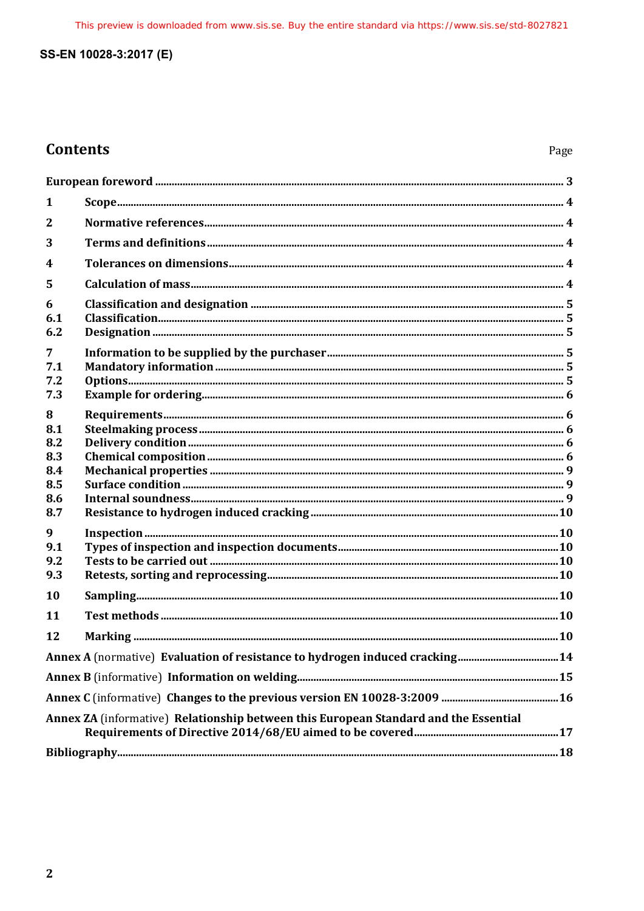# Contents

| | | Page |
|---|---|---|
| **European foreword** | | **3** |
| **1** | **Scope** | **4** |
| **2** | **Normative references** | **4** |
| **3** | **Terms and definitions** | **4** |
| **4** | **Tolerances on dimensions** | **4** |
| **5** | **Calculation of mass** | **4** |
| **6** | **Classification and designation** | **5** |
| **6.1** | **Classification** | **5** |
| **6.2** | **Designation** | **5** |
| **7** | **Information to be supplied by the purchaser** | **5** |
| **7.1** | **Mandatory information** | **5** |
| **7.2** | **Options** | **5** |
| **7.3** | **Example for ordering** | **6** |
| **8** | **Requirements** | **6** |
| **8.1** | **Steelmaking process** | **6** |
| **8.2** | **Delivery condition** | **6** |
| **8.3** | **Chemical composition** | **6** |
| **8.4** | **Mechanical properties** | **9** |
| **8.5** | **Surface condition** | **9** |
| **8.6** | **Internal soundness** | **9** |
| **8.7** | **Resistance to hydrogen induced cracking** | **10** |
| **9** | **Inspection** | **10** |
| **9.1** | **Types of inspection and inspection documents** | **10** |
| **9.2** | **Tests to be carried out** | **10** |
| **9.3** | **Retests, sorting and reprocessing** | **10** |
| **10** | **Sampling** | **10** |
| **11** | **Test methods** | **10** |
| **12** | **Marking** | **10** |
| **Annex A** (normative) **Evaluation of resistance to hydrogen induced cracking** | | **14** |
| **Annex B** (informative) **Information on welding** | | **15** |
| **Annex C** (informative) **Changes to the previous version EN 10028-3:2009** | | **16** |
| **Annex ZA** (informative) **Relationship between this European Standard and the Essential Requirements of Directive 2014/68/EU aimed to be covered** | | **17** |
| **Bibliography** | | **18** |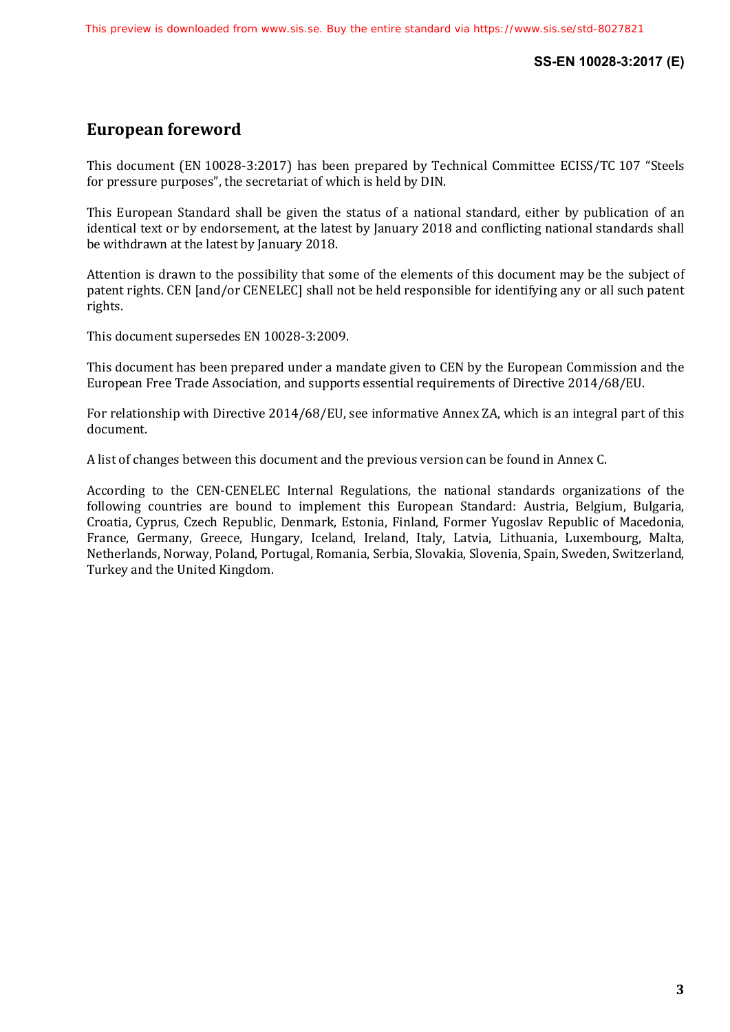# European foreword

This document (EN 10028-3:2017) has been prepared by Technical Committee ECISS/TC 107 “Steels for pressure purposes”, the secretariat of which is held by DIN.

This European Standard shall be given the status of a national standard, either by publication of an identical text or by endorsement, at the latest by January 2018 and conflicting national standards shall be withdrawn at the latest by January 2018.

Attention is drawn to the possibility that some of the elements of this document may be the subject of patent rights. CEN [and/or CENELEC] shall not be held responsible for identifying any or all such patent rights.

This document supersedes EN 10028-3:2009.

This document has been prepared under a mandate given to CEN by the European Commission and the European Free Trade Association, and supports essential requirements of Directive 2014/68/EU.

For relationship with Directive 2014/68/EU, see informative Annex ZA, which is an integral part of this document.

A list of changes between this document and the previous version can be found in Annex C.

According to the CEN-CENELEC Internal Regulations, the national standards organizations of the following countries are bound to implement this European Standard: Austria, Belgium, Bulgaria, Croatia, Cyprus, Czech Republic, Denmark, Estonia, Finland, Former Yugoslav Republic of Macedonia, France, Germany, Greece, Hungary, Iceland, Ireland, Italy, Latvia, Lithuania, Luxembourg, Malta, Netherlands, Norway, Poland, Portugal, Romania, Serbia, Slovakia, Slovenia, Spain, Sweden, Switzerland, Turkey and the United Kingdom.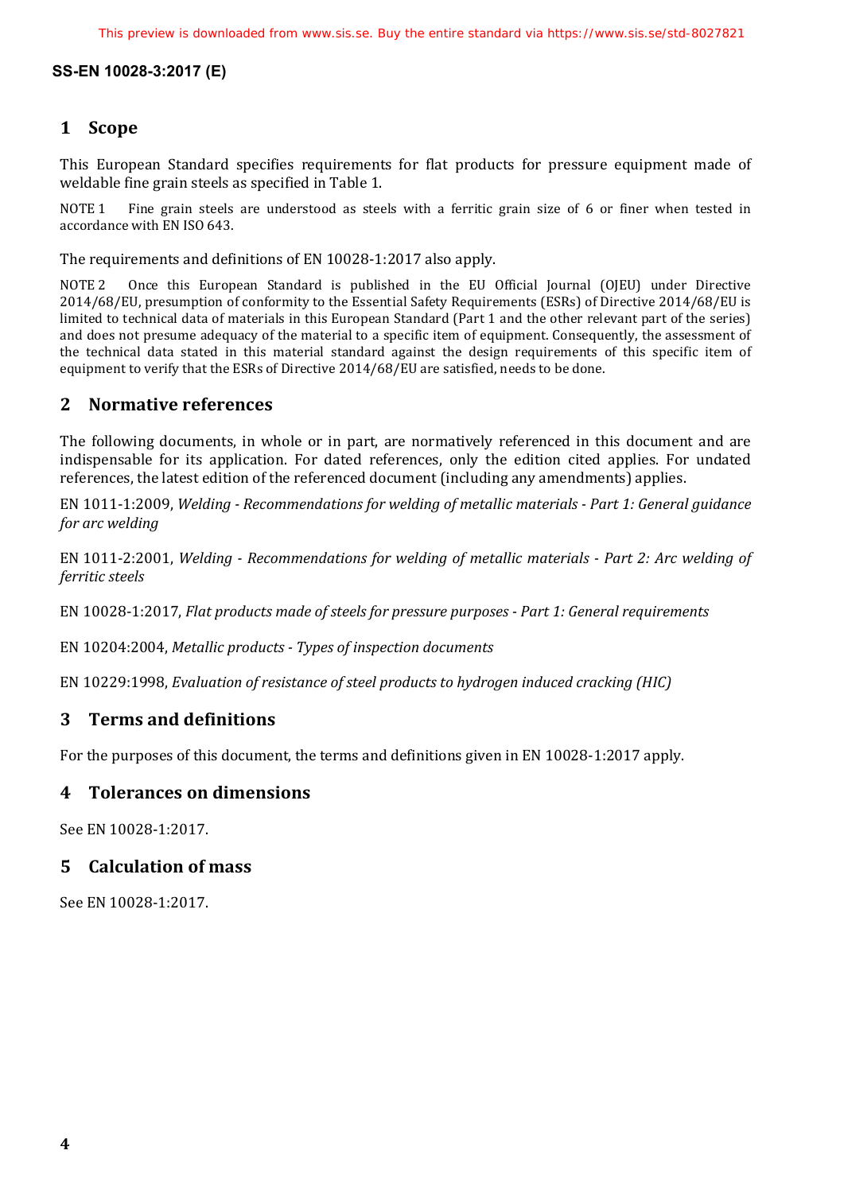# 1 Scope

This European Standard specifies requirements for flat products for pressure equipment made of weldable fine grain steels as specified in Table 1.

NOTE 1 Fine grain steels are understood as steels with a ferritic grain size of 6 or finer when tested in accordance with EN ISO 643.

The requirements and definitions of EN 10028-1:2017 also apply.

NOTE 2 Once this European Standard is published in the EU Official Journal (OJEU) under Directive 2014/68/EU, presumption of conformity to the Essential Safety Requirements (ESRs) of Directive 2014/68/EU is limited to technical data of materials in this European Standard (Part 1 and the other relevant part of the series) and does not presume adequacy of the material to a specific item of equipment. Consequently, the assessment of the technical data stated in this material standard against the design requirements of this specific item of equipment to verify that the ESRs of Directive 2014/68/EU are satisfied, needs to be done.

# 2 Normative references

The following documents, in whole or in part, are normatively referenced in this document and are indispensable for its application. For dated references, only the edition cited applies. For undated references, the latest edition of the referenced document (including any amendments) applies.

EN 1011-1:2009, *Welding - Recommendations for welding of metallic materials - Part 1: General guidance for arc welding*

EN 1011-2:2001, *Welding - Recommendations for welding of metallic materials - Part 2: Arc welding of ferritic steels*

EN 10028-1:2017, *Flat products made of steels for pressure purposes - Part 1: General requirements*

EN 10204:2004, *Metallic products - Types of inspection documents*

EN 10229:1998, *Evaluation of resistance of steel products to hydrogen induced cracking (HIC)*

# 3 Terms and definitions

For the purposes of this document, the terms and definitions given in EN 10028-1:2017 apply.

# 4 Tolerances on dimensions

See EN 10028-1:2017.

# 5 Calculation of mass

See EN 10028-1:2017.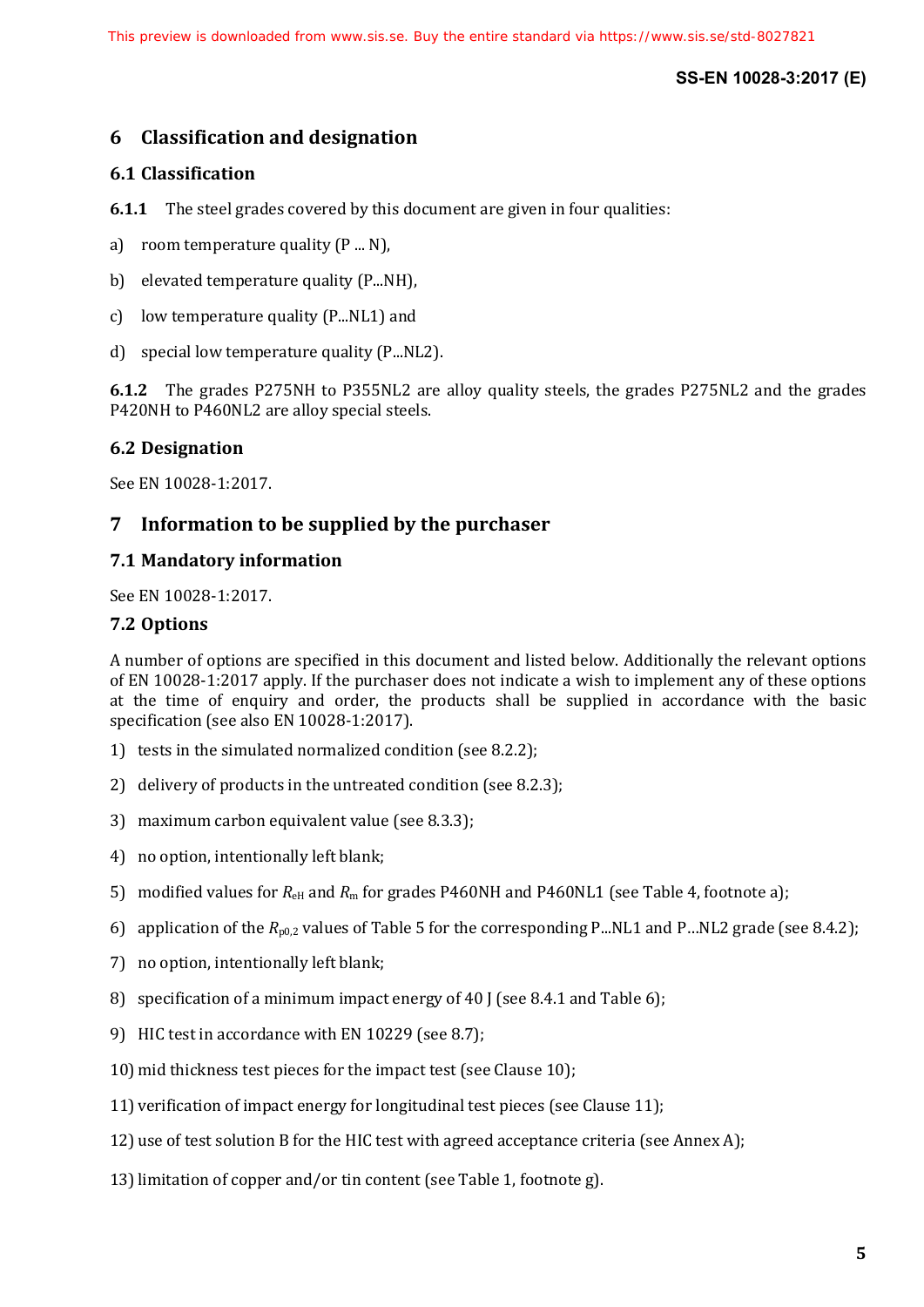# 6 Classification and designation

## 6.1 Classification

**6.1.1** The steel grades covered by this document are given in four qualities:

a) room temperature quality (P ... N),

b) elevated temperature quality (P...NH),

c) low temperature quality (P...NL1) and

d) special low temperature quality (P...NL2).

**6.1.2** The grades P275NH to P355NL2 are alloy quality steels, the grades P275NL2 and the grades P420NH to P460NL2 are alloy special steels.

## 6.2 Designation

See EN 10028-1:2017.

# 7 Information to be supplied by the purchaser

## 7.1 Mandatory information

See EN 10028-1:2017.

## 7.2 Options

A number of options are specified in this document and listed below. Additionally the relevant options of EN 10028-1:2017 apply. If the purchaser does not indicate a wish to implement any of these options at the time of enquiry and order, the products shall be supplied in accordance with the basic specification (see also EN 10028-1:2017).

1) tests in the simulated normalized condition (see 8.2.2);

2) delivery of products in the untreated condition (see 8.2.3);

3) maximum carbon equivalent value (see 8.3.3);

4) no option, intentionally left blank;

5) modified values for $R_{eH}$ and $R_m$ for grades P460NH and P460NL1 (see Table 4, footnote a);

6) application of the $R_{p0,2}$ values of Table 5 for the corresponding P...NL1 and P…NL2 grade (see 8.4.2);

7) no option, intentionally left blank;

8) specification of a minimum impact energy of 40 J (see 8.4.1 and Table 6);

9) HIC test in accordance with EN 10229 (see 8.7);

10) mid thickness test pieces for the impact test (see Clause 10);

11) verification of impact energy for longitudinal test pieces (see Clause 11);

12) use of test solution B for the HIC test with agreed acceptance criteria (see Annex A);

13) limitation of copper and/or tin content (see Table 1, footnote g).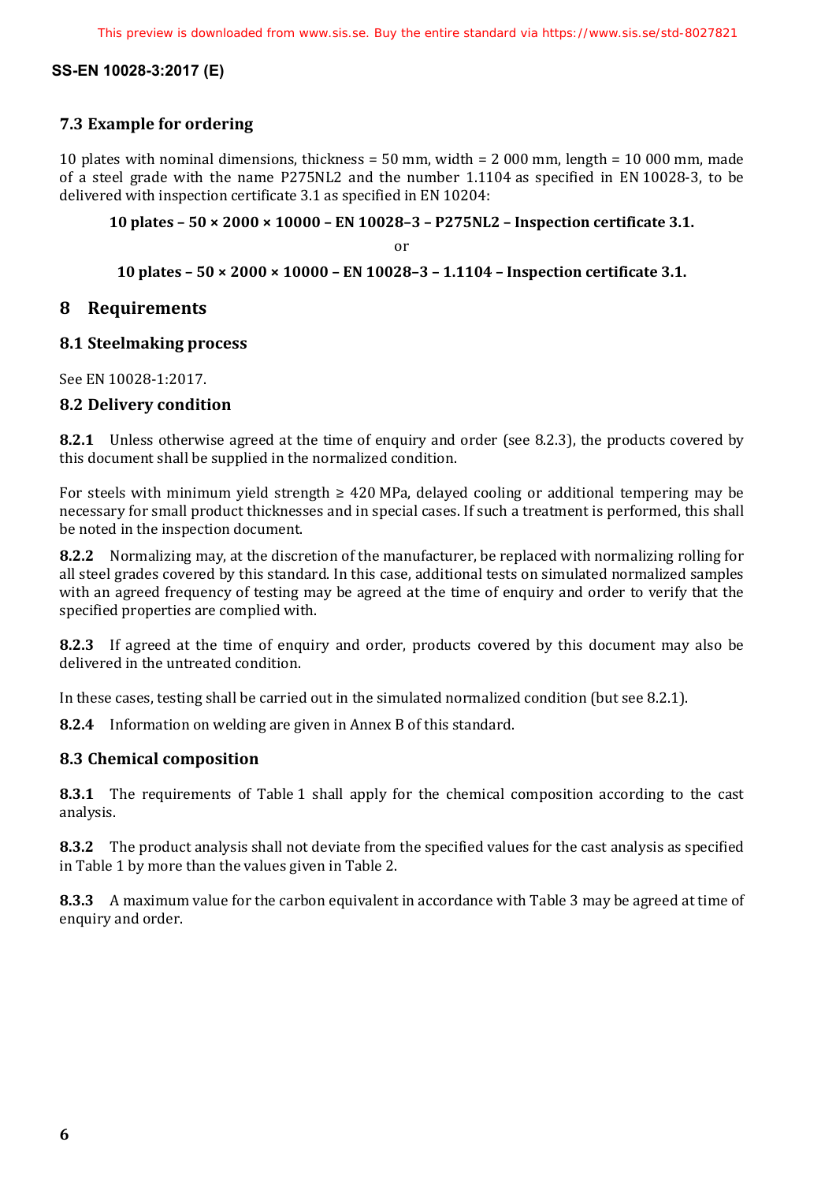## 7.3 Example for ordering

10 plates with nominal dimensions, thickness = 50 mm, width = 2 000 mm, length = 10 000 mm, made of a steel grade with the name P275NL2 and the number 1.1104 as specified in EN 10028-3, to be delivered with inspection certificate 3.1 as specified in EN 10204:

**10 plates – 50 × 2000 × 10000 – EN 10028–3 – P275NL2 – Inspection certificate 3.1.**

or

**10 plates – 50 × 2000 × 10000 – EN 10028–3 – 1.1104 – Inspection certificate 3.1.**

# 8 Requirements

## 8.1 Steelmaking process

See EN 10028-1:2017.

## 8.2 Delivery condition

**8.2.1** Unless otherwise agreed at the time of enquiry and order (see 8.2.3), the products covered by this document shall be supplied in the normalized condition.

For steels with minimum yield strength ≥ 420 MPa, delayed cooling or additional tempering may be necessary for small product thicknesses and in special cases. If such a treatment is performed, this shall be noted in the inspection document.

**8.2.2** Normalizing may, at the discretion of the manufacturer, be replaced with normalizing rolling for all steel grades covered by this standard. In this case, additional tests on simulated normalized samples with an agreed frequency of testing may be agreed at the time of enquiry and order to verify that the specified properties are complied with.

**8.2.3** If agreed at the time of enquiry and order, products covered by this document may also be delivered in the untreated condition.

In these cases, testing shall be carried out in the simulated normalized condition (but see 8.2.1).

**8.2.4** Information on welding are given in Annex B of this standard.

## 8.3 Chemical composition

**8.3.1** The requirements of Table 1 shall apply for the chemical composition according to the cast analysis.

**8.3.2** The product analysis shall not deviate from the specified values for the cast analysis as specified in Table 1 by more than the values given in Table 2.

**8.3.3** A maximum value for the carbon equivalent in accordance with Table 3 may be agreed at time of enquiry and order.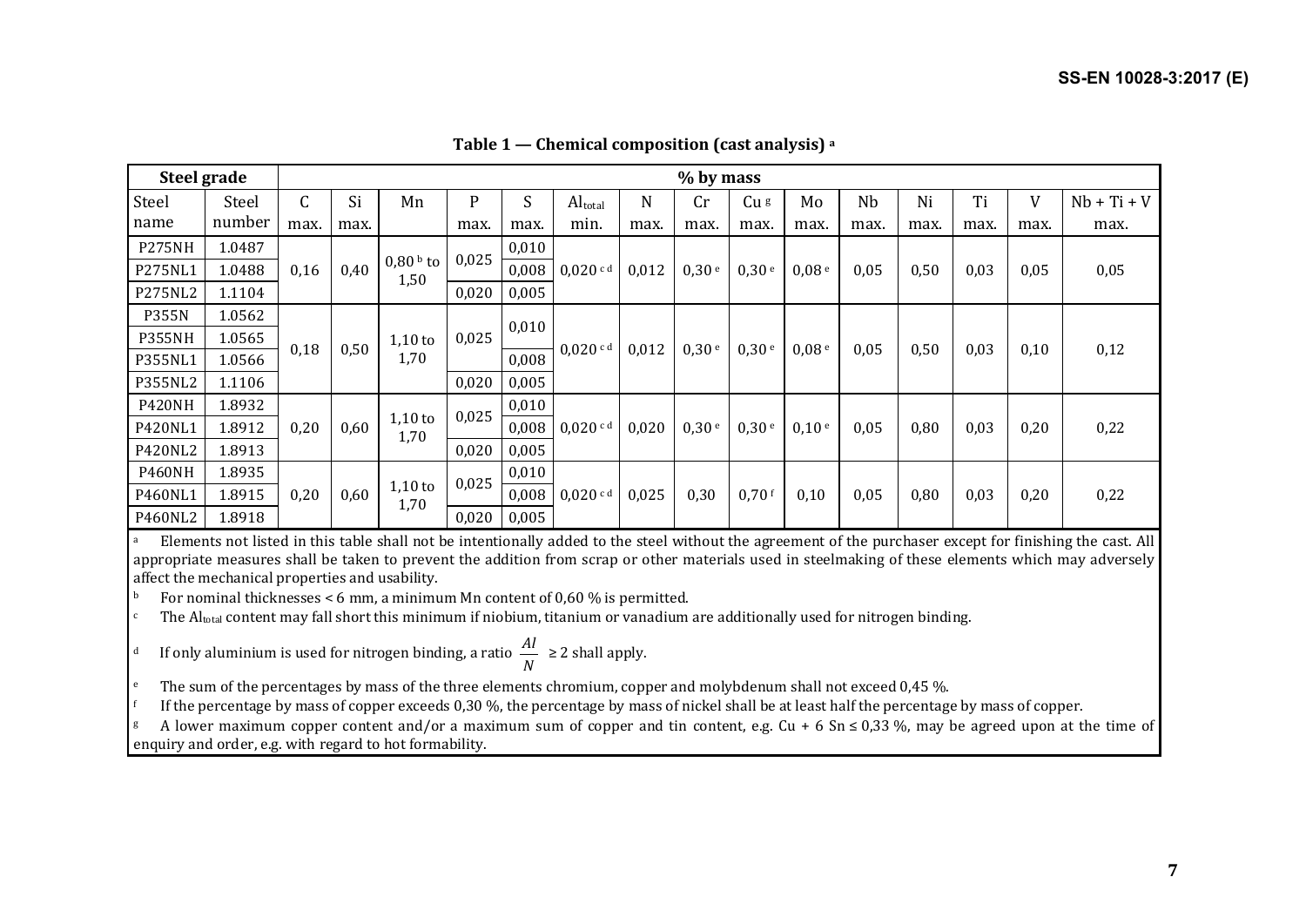**Table 1 — Chemical composition (cast analysis) [a]**

| Steel grade | | % by mass | | | | | | | | | | | | | | |
|---|---|---|---|---|---|---|---|---|---|---|---|---|---|---|---|---|
| Steel name | Steel number | C max. | Si max. | Mn | P max. | S max. | $Al_{total}$ min. | N max. | Cr max. | Cu [g] max. | Mo max. | Nb max. | Ni max. | Ti max. | V max. | Nb + Ti + V max. |
| P275NH | 1.0487 | 0,16 | 0,40 | 0,80 [b] to 1,50 | 0,025 | 0,010 | 0,020 [c d] | 0,012 | 0,30 [e] | 0,30 [e] | 0,08 [e] | 0,05 | 0,50 | 0,03 | 0,05 | 0,05 |
| P275NL1 | 1.0488 | | | | | 0,008 | | | | | | | | | | |
| P275NL2 | 1.1104 | | | | 0,020 | 0,005 | | | | | | | | | | |
| P355N | 1.0562 | 0,18 | 0,50 | 1,10 to 1,70 | 0,025 | 0,010 | 0,020 [c d] | 0,012 | 0,30 [e] | 0,30 [e] | 0,08 [e] | 0,05 | 0,50 | 0,03 | 0,10 | 0,12 |
| P355NH | 1.0565 | | | | | | | | | | | | | | | |
| P355NL1 | 1.0566 | | | | | 0,008 | | | | | | | | | | |
| P355NL2 | 1.1106 | | | | 0,020 | 0,005 | | | | | | | | | | |
| P420NH | 1.8932 | 0,20 | 0,60 | 1,10 to 1,70 | 0,025 | 0,010 | 0,020 [c d] | 0,020 | 0,30 [e] | 0,30 [e] | 0,10 [e] | 0,05 | 0,80 | 0,03 | 0,20 | 0,22 |
| P420NL1 | 1.8912 | | | | | 0,008 | | | | | | | | | | |
| P420NL2 | 1.8913 | | | | 0,020 | 0,005 | | | | | | | | | | |
| P460NH | 1.8935 | 0,20 | 0,60 | 1,10 to 1,70 | 0,025 | 0,010 | 0,020 [c d] | 0,025 | 0,30 | 0,70 [f] | 0,10 | 0,05 | 0,80 | 0,03 | 0,20 | 0,22 |
| P460NL1 | 1.8915 | | | | | 0,008 | | | | | | | | | | |
| P460NL2 | 1.8918 | | | | 0,020 | 0,005 | | | | | | | | | | |

[a] Elements not listed in this table shall not be intentionally added to the steel without the agreement of the purchaser except for finishing the cast. All appropriate measures shall be taken to prevent the addition from scrap or other materials used in steelmaking of these elements which may adversely affect the mechanical properties and usability.

[b] For nominal thicknesses < 6 mm, a minimum Mn content of 0,60 % is permitted.

[c] The $Al_{total}$ content may fall short this minimum if niobium, titanium or vanadium are additionally used for nitrogen binding.

[d] If only aluminium is used for nitrogen binding, a ratio $\frac{Al}{N} \geq 2$ shall apply.

[e] The sum of the percentages by mass of the three elements chromium, copper and molybdenum shall not exceed 0,45 %.

[f] If the percentage by mass of copper exceeds 0,30 %, the percentage by mass of nickel shall be at least half the percentage by mass of copper.

[g] A lower maximum copper content and/or a maximum sum of copper and tin content, e.g. Cu + 6 Sn ≤ 0,33 %, may be agreed upon at the time of enquiry and order, e.g. with regard to hot formability.